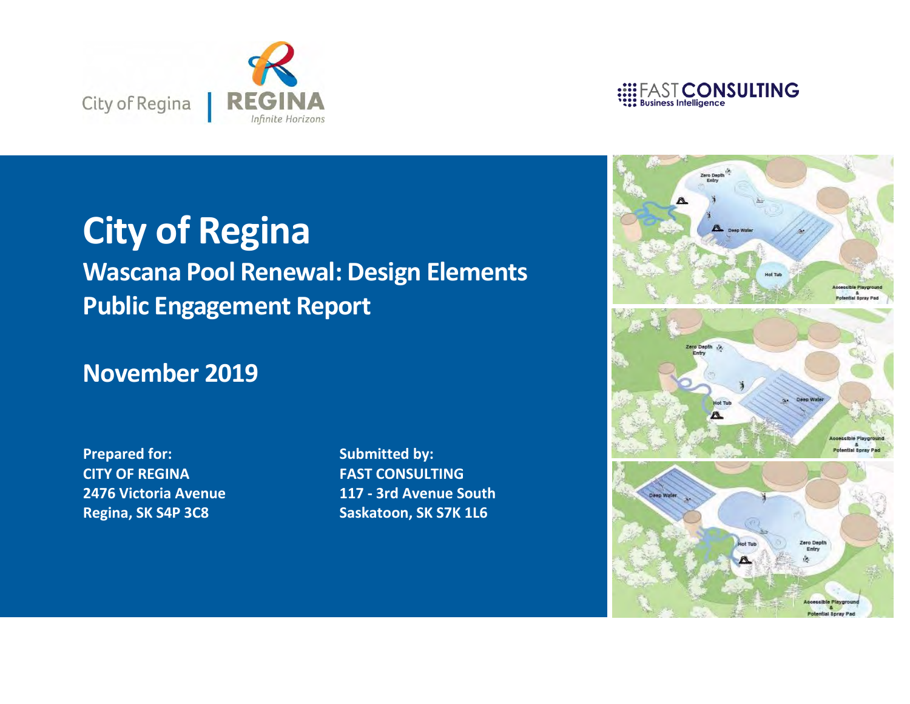# City of Regina

## Wascana Pool Renewal: Design Elements Public Engagement Report

## November 2019

**Prepared for:**
**CITY OF REGINA**
**2476 Victoria Avenue**
**Regina, SK S4P 3C8**

**Submitted by:**
**FAST CONSULTING**
**117 - 3rd Avenue South**
**Saskatoon, SK S7K 1L6**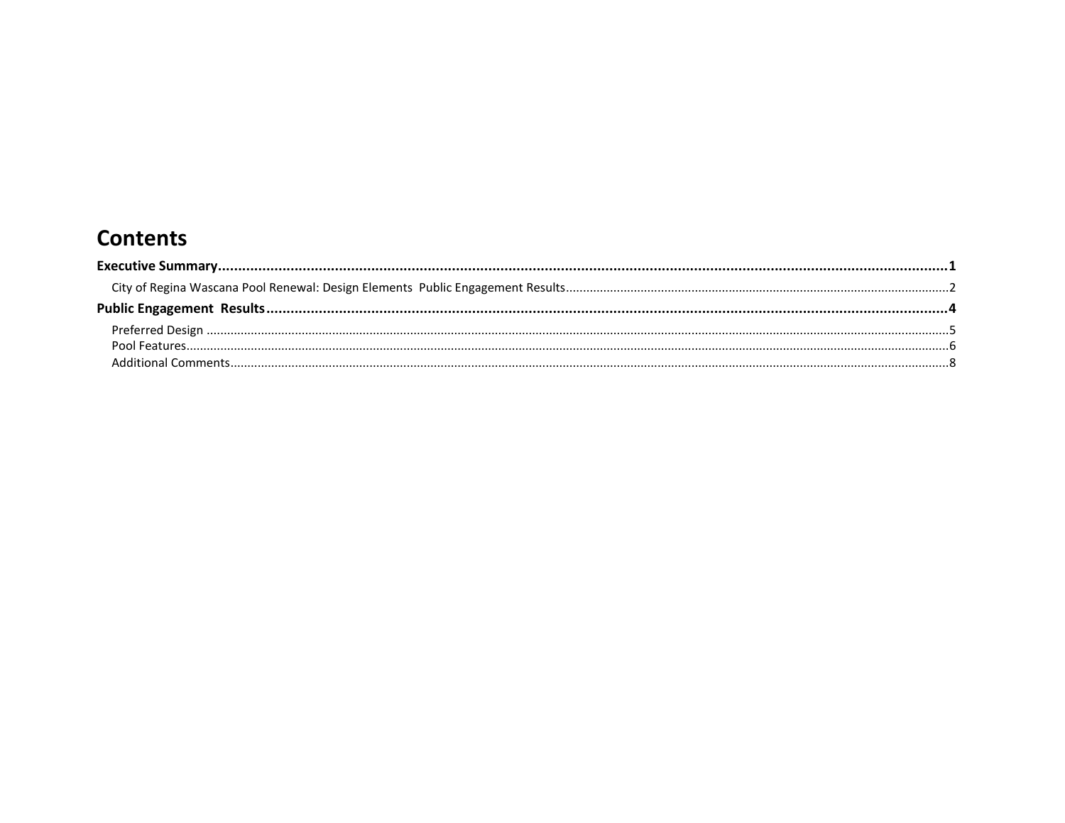# Contents

**Executive Summary** .......... **1**

City of Regina Wascana Pool Renewal: Design Elements Public Engagement Results .......... 2

**Public Engagement Results** .......... **4**

Preferred Design .......... 5

Pool Features .......... 6

Additional Comments .......... 8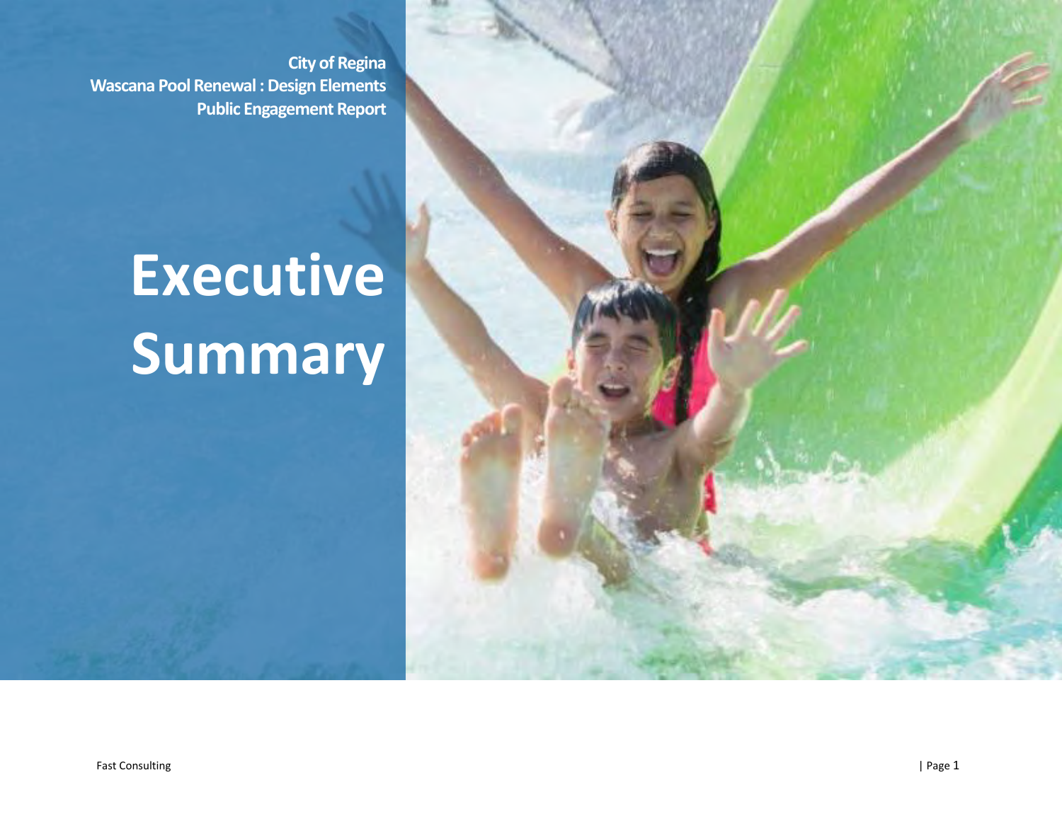**City of Regina**
**Wascana Pool Renewal : Design Elements**
**Public Engagement Report**

# Executive Summary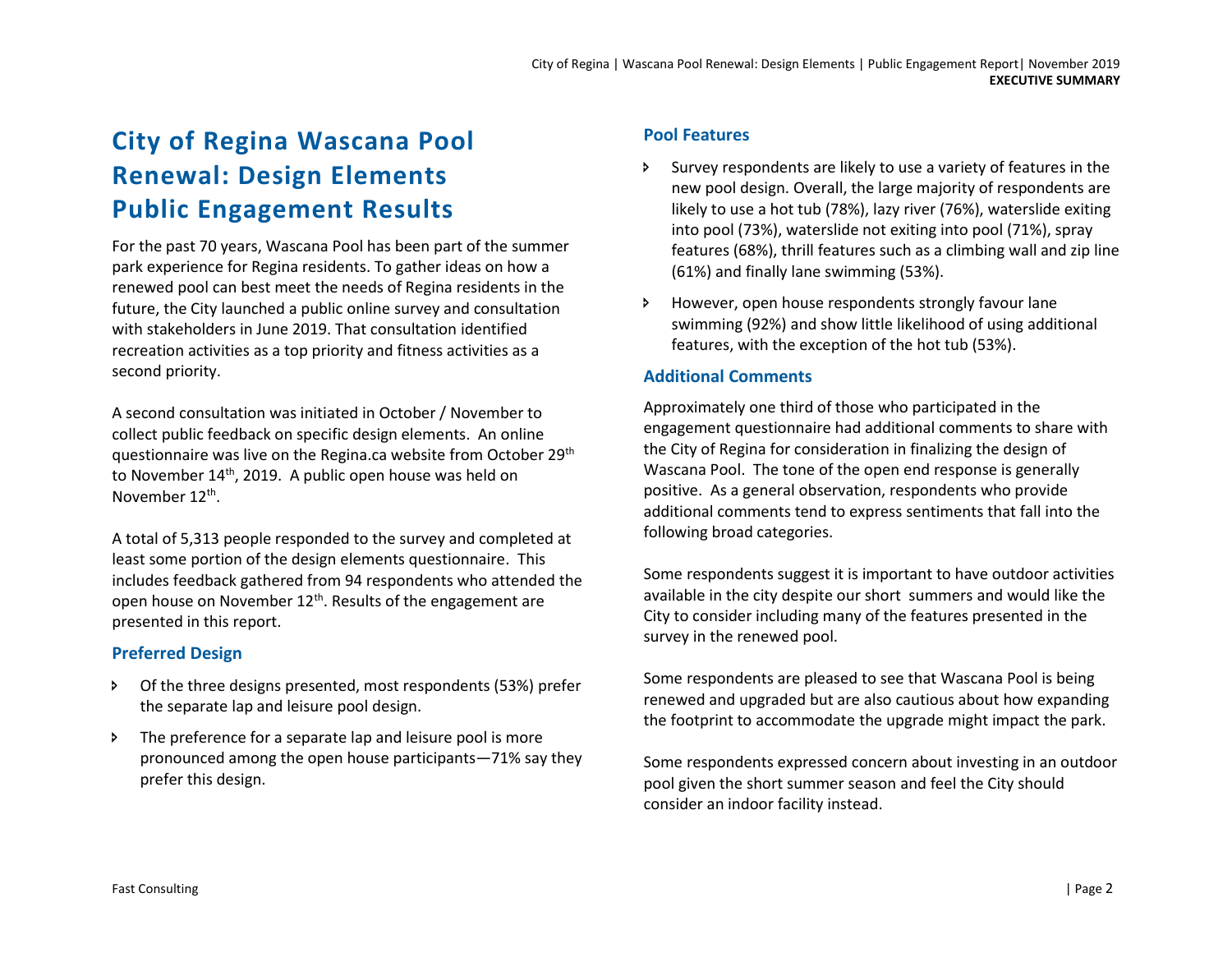# City of Regina Wascana Pool Renewal: Design Elements Public Engagement Results

For the past 70 years, Wascana Pool has been part of the summer park experience for Regina residents. To gather ideas on how a renewed pool can best meet the needs of Regina residents in the future, the City launched a public online survey and consultation with stakeholders in June 2019. That consultation identified recreation activities as a top priority and fitness activities as a second priority.

A second consultation was initiated in October / November to collect public feedback on specific design elements. An online questionnaire was live on the Regina.ca website from October 29th to November 14th, 2019. A public open house was held on November 12th.

A total of 5,313 people responded to the survey and completed at least some portion of the design elements questionnaire. This includes feedback gathered from 94 respondents who attended the open house on November 12th. Results of the engagement are presented in this report.

## Preferred Design

- Of the three designs presented, most respondents (53%) prefer the separate lap and leisure pool design.
- The preference for a separate lap and leisure pool is more pronounced among the open house participants—71% say they prefer this design.

## Pool Features

- Survey respondents are likely to use a variety of features in the new pool design. Overall, the large majority of respondents are likely to use a hot tub (78%), lazy river (76%), waterslide exiting into pool (73%), waterslide not exiting into pool (71%), spray features (68%), thrill features such as a climbing wall and zip line (61%) and finally lane swimming (53%).
- However, open house respondents strongly favour lane swimming (92%) and show little likelihood of using additional features, with the exception of the hot tub (53%).

## Additional Comments

Approximately one third of those who participated in the engagement questionnaire had additional comments to share with the City of Regina for consideration in finalizing the design of Wascana Pool. The tone of the open end response is generally positive. As a general observation, respondents who provide additional comments tend to express sentiments that fall into the following broad categories.

Some respondents suggest it is important to have outdoor activities available in the city despite our short summers and would like the City to consider including many of the features presented in the survey in the renewed pool.

Some respondents are pleased to see that Wascana Pool is being renewed and upgraded but are also cautious about how expanding the footprint to accommodate the upgrade might impact the park.

Some respondents expressed concern about investing in an outdoor pool given the short summer season and feel the City should consider an indoor facility instead.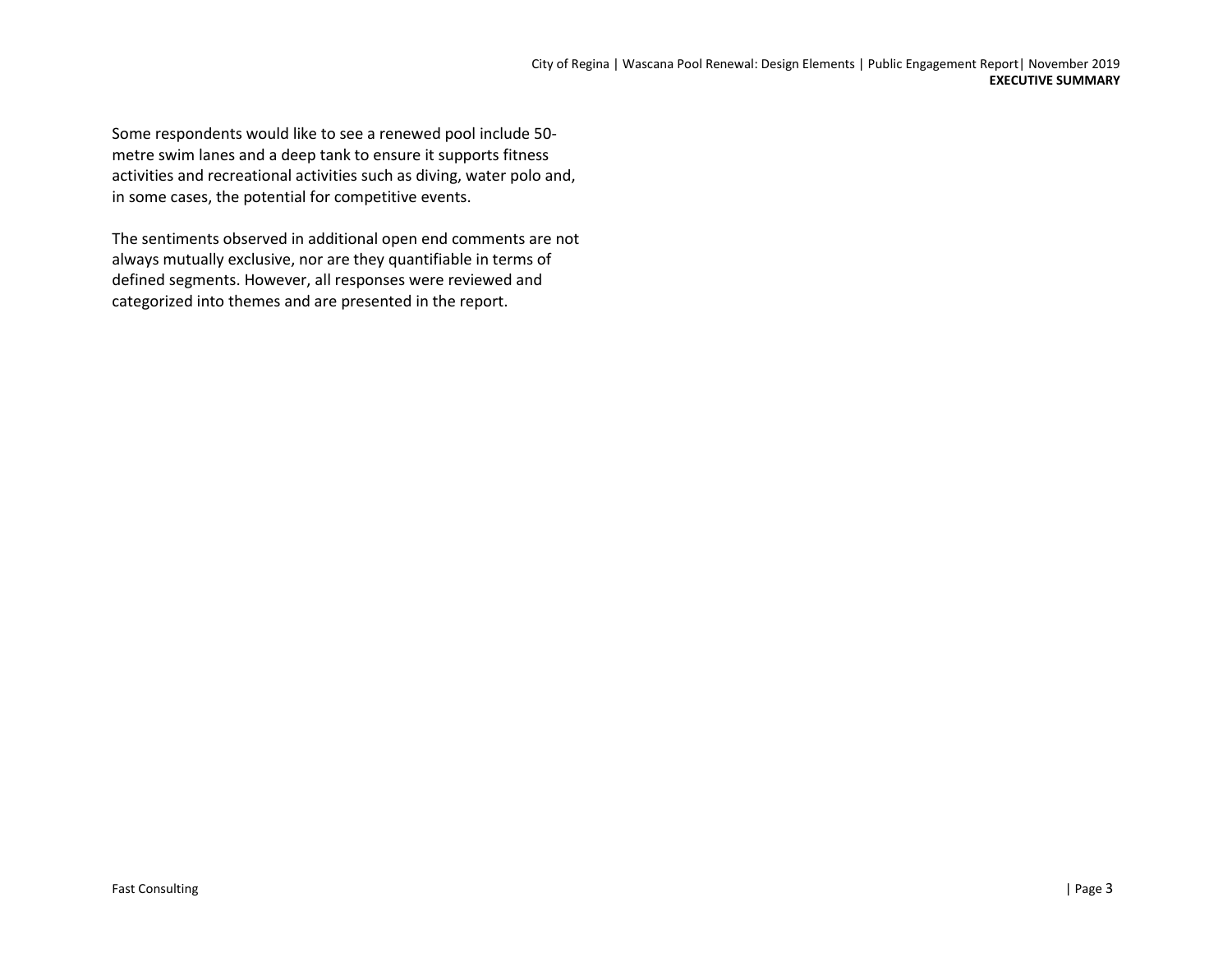Some respondents would like to see a renewed pool include 50-metre swim lanes and a deep tank to ensure it supports fitness activities and recreational activities such as diving, water polo and, in some cases, the potential for competitive events.

The sentiments observed in additional open end comments are not always mutually exclusive, nor are they quantifiable in terms of defined segments. However, all responses were reviewed and categorized into themes and are presented in the report.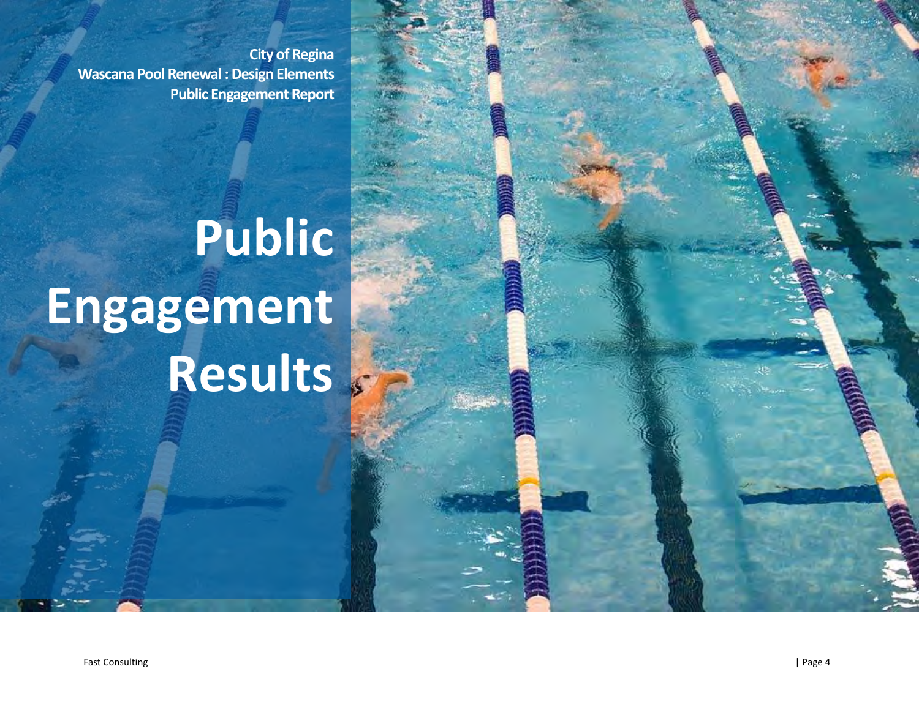City of Regina
Wascana Pool Renewal : Design Elements
Public Engagement Report

# Public Engagement Results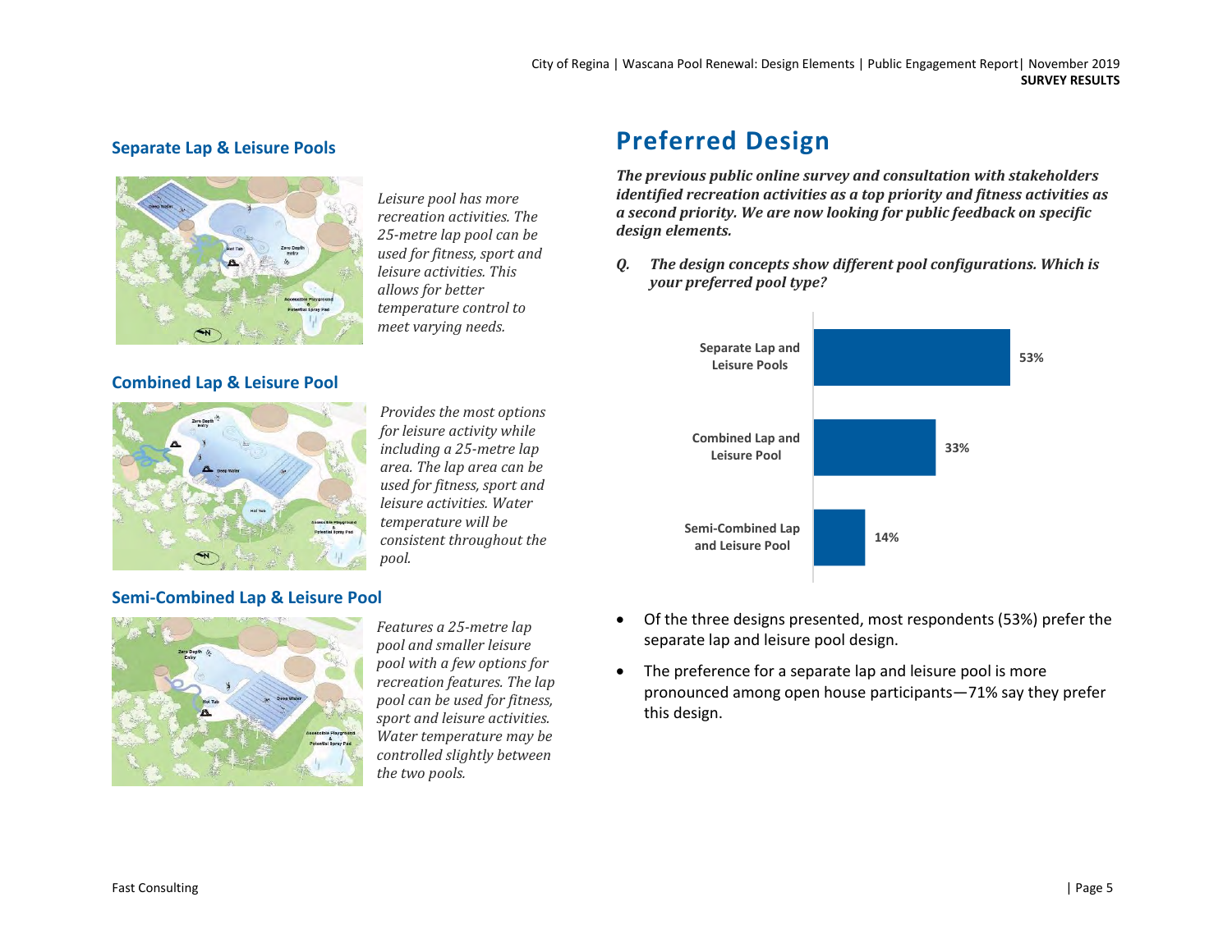### Separate Lap & Leisure Pools

*Leisure pool has more recreation activities. The 25-metre lap pool can be used for fitness, sport and leisure activities. This allows for better temperature control to meet varying needs.*

### Combined Lap & Leisure Pool

*Provides the most options for leisure activity while including a 25-metre lap area. The lap area can be used for fitness, sport and leisure activities. Water temperature will be consistent throughout the pool.*

### Semi-Combined Lap & Leisure Pool

*Features a 25-metre lap pool and smaller leisure pool with a few options for recreation features. The lap pool can be used for fitness, sport and leisure activities. Water temperature may be controlled slightly between the two pools.*

## Preferred Design

***The previous public online survey and consultation with stakeholders identified recreation activities as a top priority and fitness activities as a second priority. We are now looking for public feedback on specific design elements.***

***Q. The design concepts show different pool configurations. Which is your preferred pool type?***

| Pool type | % |
| --- | --- |
| Separate Lap and Leisure Pools | 53% |
| Combined Lap and Leisure Pool | 33% |
| Semi-Combined Lap and Leisure Pool | 14% |

- Of the three designs presented, most respondents (53%) prefer the separate lap and leisure pool design.
- The preference for a separate lap and leisure pool is more pronounced among open house participants—71% say they prefer this design.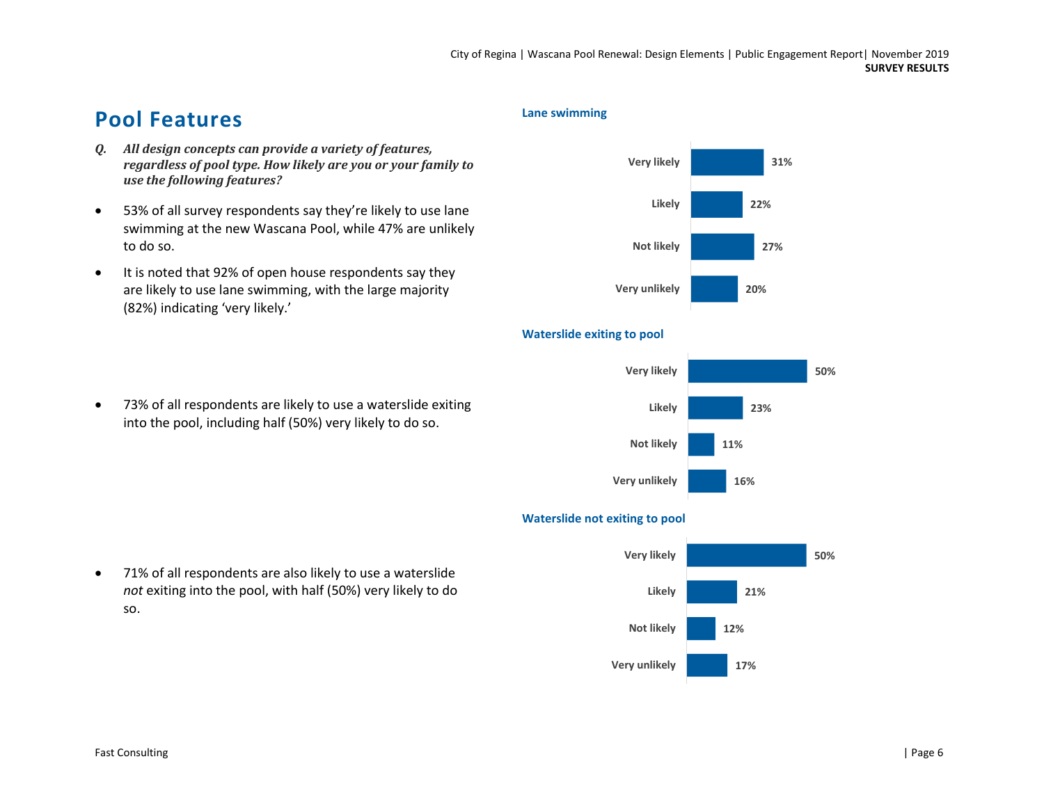## Pool Features

***Q. All design concepts can provide a variety of features, regardless of pool type. How likely are you or your family to use the following features?***

- 53% of all survey respondents say they're likely to use lane swimming at the new Wascana Pool, while 47% are unlikely to do so.
- It is noted that 92% of open house respondents say they are likely to use lane swimming, with the large majority (82%) indicating 'very likely.'

**Lane swimming**

| Response | % |
|---|---|
| Very likely | 31% |
| Likely | 22% |
| Not likely | 27% |
| Very unlikely | 20% |

- 73% of all respondents are likely to use a waterslide exiting into the pool, including half (50%) very likely to do so.

**Waterslide exiting to pool**

| Response | % |
|---|---|
| Very likely | 50% |
| Likely | 23% |
| Not likely | 11% |
| Very unlikely | 16% |

- 71% of all respondents are also likely to use a waterslide *not* exiting into the pool, with half (50%) very likely to do so.

**Waterslide not exiting to pool**

| Response | % |
|---|---|
| Very likely | 50% |
| Likely | 21% |
| Not likely | 12% |
| Very unlikely | 17% |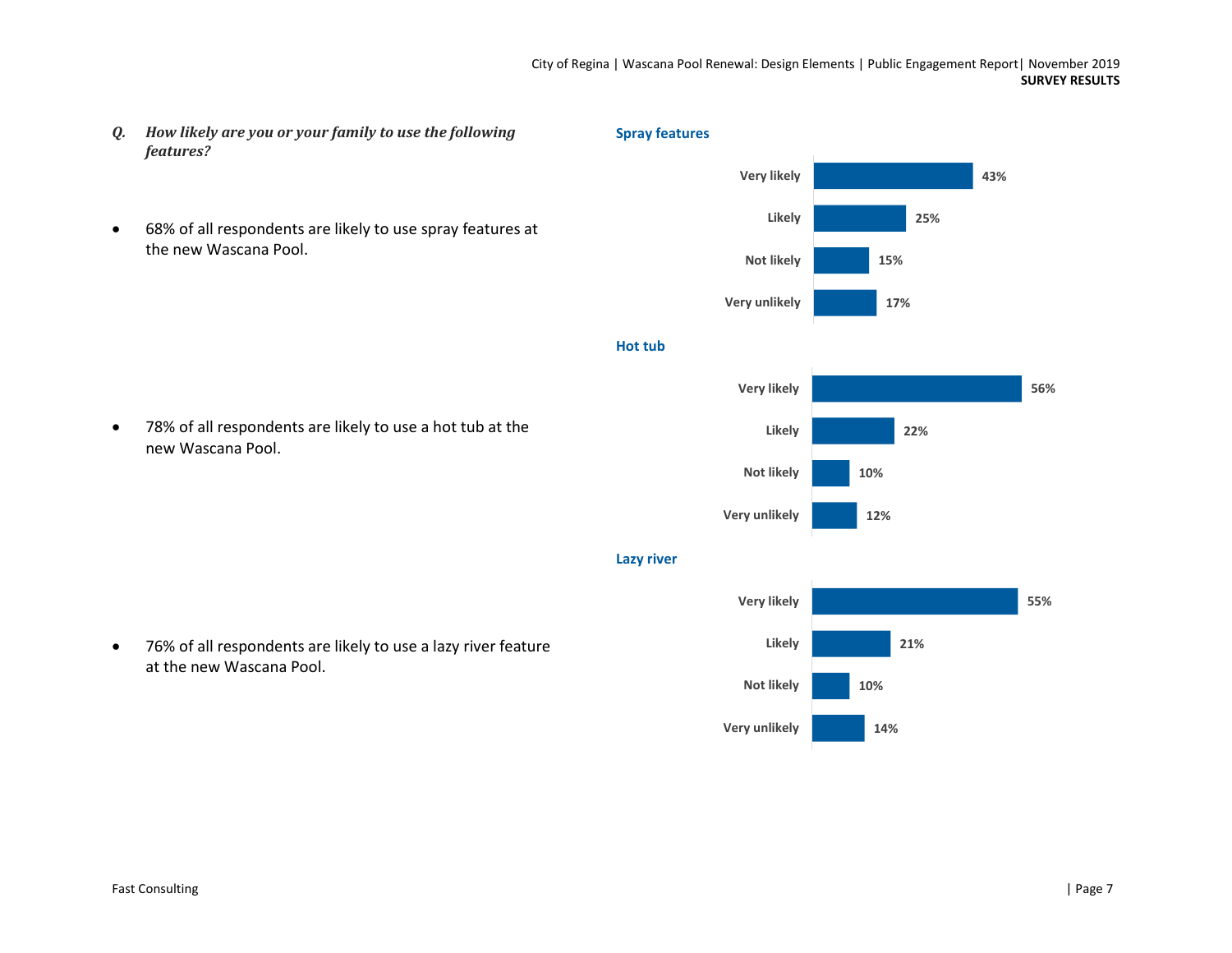***Q. How likely are you or your family to use the following features?***

- 68% of all respondents are likely to use spray features at the new Wascana Pool.

**Spray features**

| | |
|---|---|
| Very likely | 43% |
| Likely | 25% |
| Not likely | 15% |
| Very unlikely | 17% |

- 78% of all respondents are likely to use a hot tub at the new Wascana Pool.

**Hot tub**

| | |
|---|---|
| Very likely | 56% |
| Likely | 22% |
| Not likely | 10% |
| Very unlikely | 12% |

- 76% of all respondents are likely to use a lazy river feature at the new Wascana Pool.

**Lazy river**

| | |
|---|---|
| Very likely | 55% |
| Likely | 21% |
| Not likely | 10% |
| Very unlikely | 14% |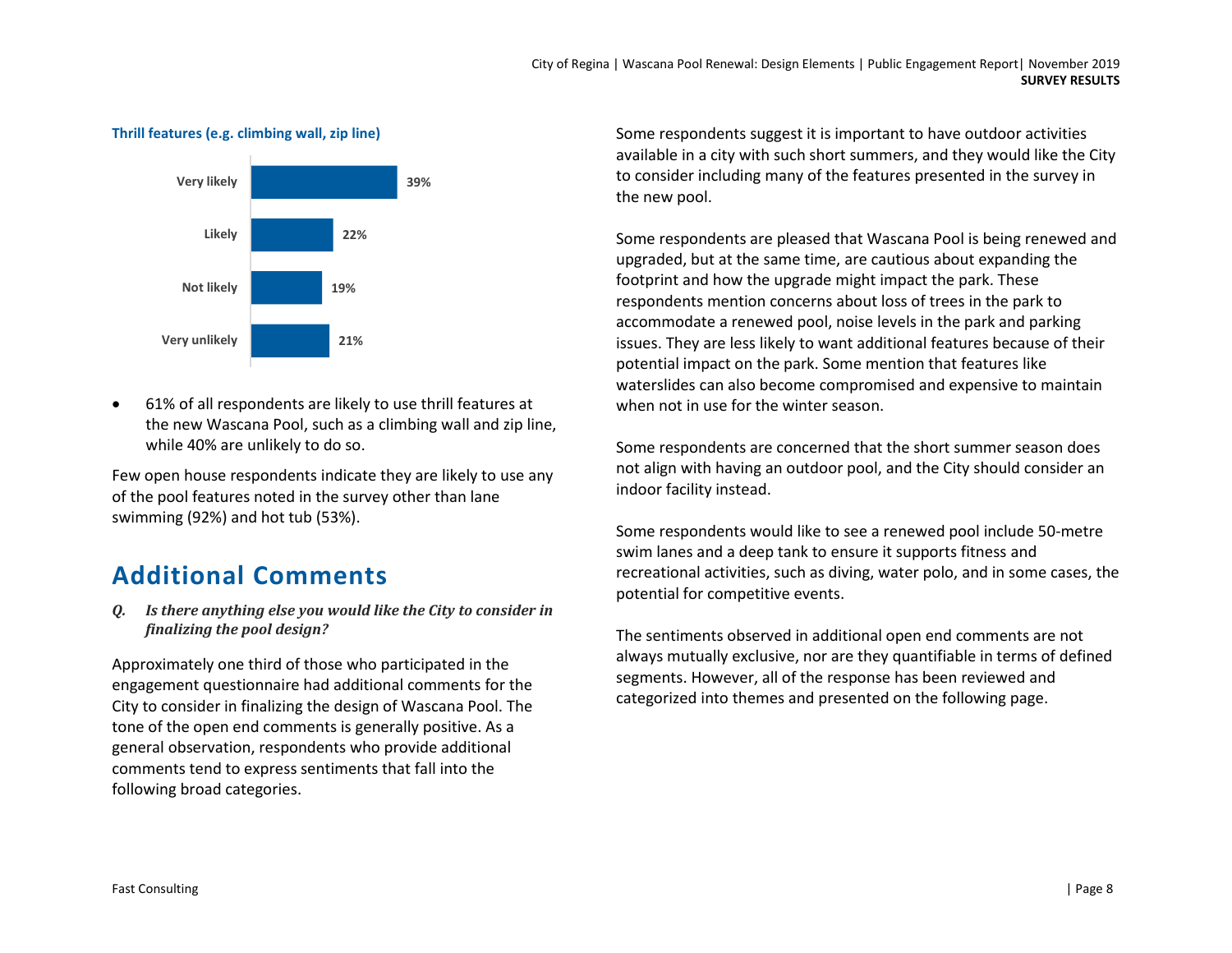**Thrill features (e.g. climbing wall, zip line)**

| Response | % |
| --- | --- |
| Very likely | 39% |
| Likely | 22% |
| Not likely | 19% |
| Very unlikely | 21% |

- 61% of all respondents are likely to use thrill features at the new Wascana Pool, such as a climbing wall and zip line, while 40% are unlikely to do so.

Few open house respondents indicate they are likely to use any of the pool features noted in the survey other than lane swimming (92%) and hot tub (53%).

## Additional Comments

***Q. Is there anything else you would like the City to consider in finalizing the pool design?***

Approximately one third of those who participated in the engagement questionnaire had additional comments for the City to consider in finalizing the design of Wascana Pool. The tone of the open end comments is generally positive. As a general observation, respondents who provide additional comments tend to express sentiments that fall into the following broad categories.

Some respondents suggest it is important to have outdoor activities available in a city with such short summers, and they would like the City to consider including many of the features presented in the survey in the new pool.

Some respondents are pleased that Wascana Pool is being renewed and upgraded, but at the same time, are cautious about expanding the footprint and how the upgrade might impact the park. These respondents mention concerns about loss of trees in the park to accommodate a renewed pool, noise levels in the park and parking issues. They are less likely to want additional features because of their potential impact on the park. Some mention that features like waterslides can also become compromised and expensive to maintain when not in use for the winter season.

Some respondents are concerned that the short summer season does not align with having an outdoor pool, and the City should consider an indoor facility instead.

Some respondents would like to see a renewed pool include 50-metre swim lanes and a deep tank to ensure it supports fitness and recreational activities, such as diving, water polo, and in some cases, the potential for competitive events.

The sentiments observed in additional open end comments are not always mutually exclusive, nor are they quantifiable in terms of defined segments. However, all of the response has been reviewed and categorized into themes and presented on the following page.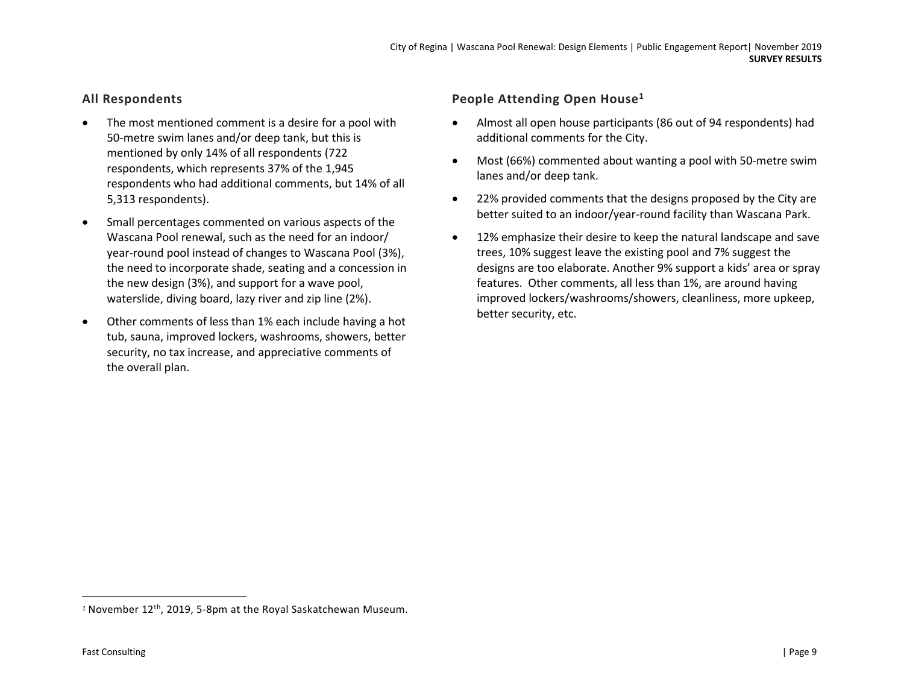### All Respondents

- The most mentioned comment is a desire for a pool with 50-metre swim lanes and/or deep tank, but this is mentioned by only 14% of all respondents (722 respondents, which represents 37% of the 1,945 respondents who had additional comments, but 14% of all 5,313 respondents).
- Small percentages commented on various aspects of the Wascana Pool renewal, such as the need for an indoor/ year-round pool instead of changes to Wascana Pool (3%), the need to incorporate shade, seating and a concession in the new design (3%), and support for a wave pool, waterslide, diving board, lazy river and zip line (2%).
- Other comments of less than 1% each include having a hot tub, sauna, improved lockers, washrooms, showers, better security, no tax increase, and appreciative comments of the overall plan.

### People Attending Open House[1]

- Almost all open house participants (86 out of 94 respondents) had additional comments for the City.
- Most (66%) commented about wanting a pool with 50-metre swim lanes and/or deep tank.
- 22% provided comments that the designs proposed by the City are better suited to an indoor/year-round facility than Wascana Park.
- 12% emphasize their desire to keep the natural landscape and save trees, 10% suggest leave the existing pool and 7% suggest the designs are too elaborate. Another 9% support a kids' area or spray features. Other comments, all less than 1%, are around having improved lockers/washrooms/showers, cleanliness, more upkeep, better security, etc.

[1] November 12th, 2019, 5-8pm at the Royal Saskatchewan Museum.